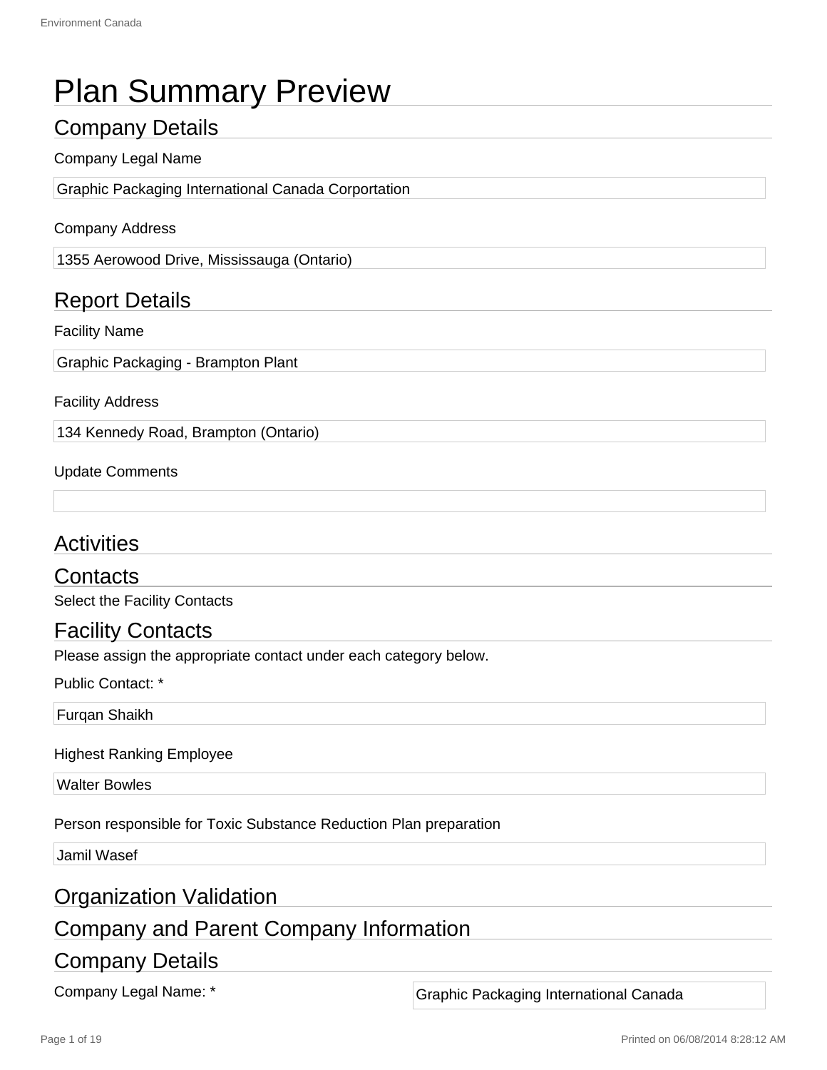# Plan Summary Preview

## Company Details

Company Legal Name

Graphic Packaging International Canada Corportation

Company Address

1355 Aerowood Drive, Mississauga (Ontario)

## Report Details

Facility Name

Graphic Packaging - Brampton Plant

Facility Address

134 Kennedy Road, Brampton (Ontario)

Update Comments

## Activities

## Contacts

Select the Facility Contacts

## Facility Contacts

Please assign the appropriate contact under each category below.

Public Contact: *

Furqan Shaikh

Highest Ranking Employee

Walter Bowles

Person responsible for Toxic Substance Reduction Plan preparation

Jamil Wasef

## Organization Validation

## Company and Parent Company Information

## Company Details

Company Legal Name: * Graphic Packaging International Canada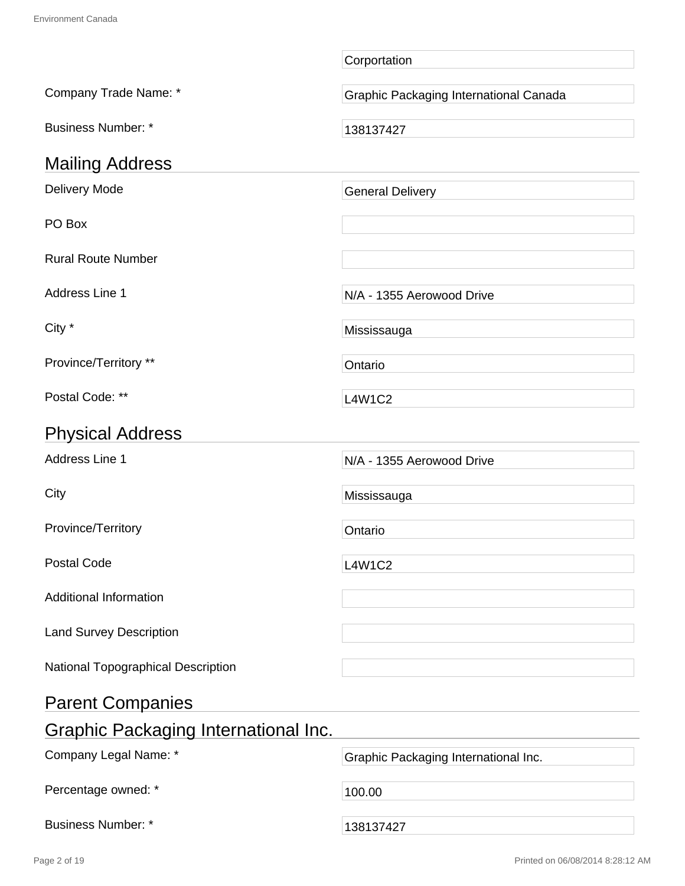| | |
|---|---|
| | Corportation |
| Company Trade Name: * | Graphic Packaging International Canada |
| Business Number: * | 138137427 |

## Mailing Address

| | |
|---|---|
| Delivery Mode | General Delivery |
| PO Box | |
| Rural Route Number | |
| Address Line 1 | N/A - 1355 Aerowood Drive |
| City * | Mississauga |
| Province/Territory ** | Ontario |
| Postal Code: ** | L4W1C2 |

## Physical Address

| | |
|---|---|
| Address Line 1 | N/A - 1355 Aerowood Drive |
| City | Mississauga |
| Province/Territory | Ontario |
| Postal Code | L4W1C2 |
| Additional Information | |
| Land Survey Description | |
| National Topographical Description | |

## Parent Companies

## Graphic Packaging International Inc.

| | |
|---|---|
| Company Legal Name: * | Graphic Packaging International Inc. |
| Percentage owned: * | 100.00 |
| Business Number: * | 138137427 |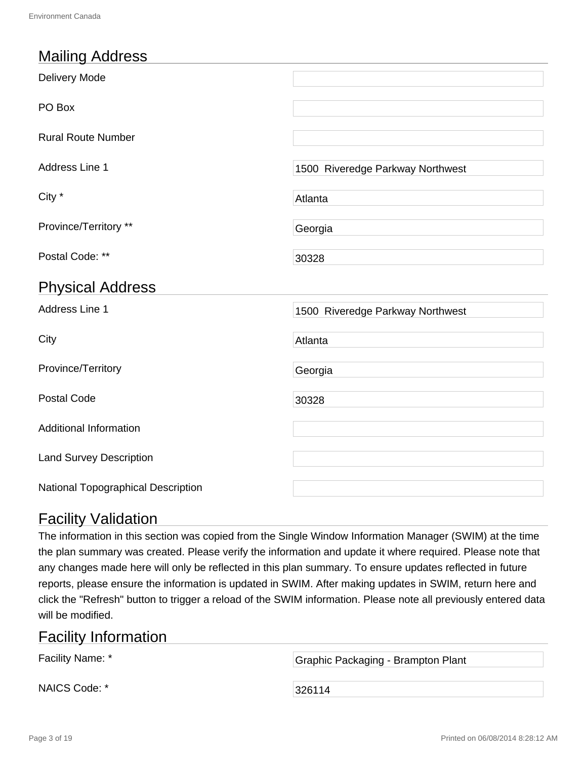## Mailing Address

| | |
|---|---|
| Delivery Mode | |
| PO Box | |
| Rural Route Number | |
| Address Line 1 | 1500 Riveredge Parkway Northwest |
| City * | Atlanta |
| Province/Territory ** | Georgia |
| Postal Code: ** | 30328 |

## Physical Address

| | |
|---|---|
| Address Line 1 | 1500 Riveredge Parkway Northwest |
| City | Atlanta |
| Province/Territory | Georgia |
| Postal Code | 30328 |
| Additional Information | |
| Land Survey Description | |
| National Topographical Description | |

## Facility Validation

The information in this section was copied from the Single Window Information Manager (SWIM) at the time the plan summary was created. Please verify the information and update it where required. Please note that any changes made here will only be reflected in this plan summary. To ensure updates reflected in future reports, please ensure the information is updated in SWIM. After making updates in SWIM, return here and click the "Refresh" button to trigger a reload of the SWIM information. Please note all previously entered data will be modified.

## Facility Information

| | |
|---|---|
| Facility Name: * | Graphic Packaging - Brampton Plant |
| NAICS Code: * | 326114 |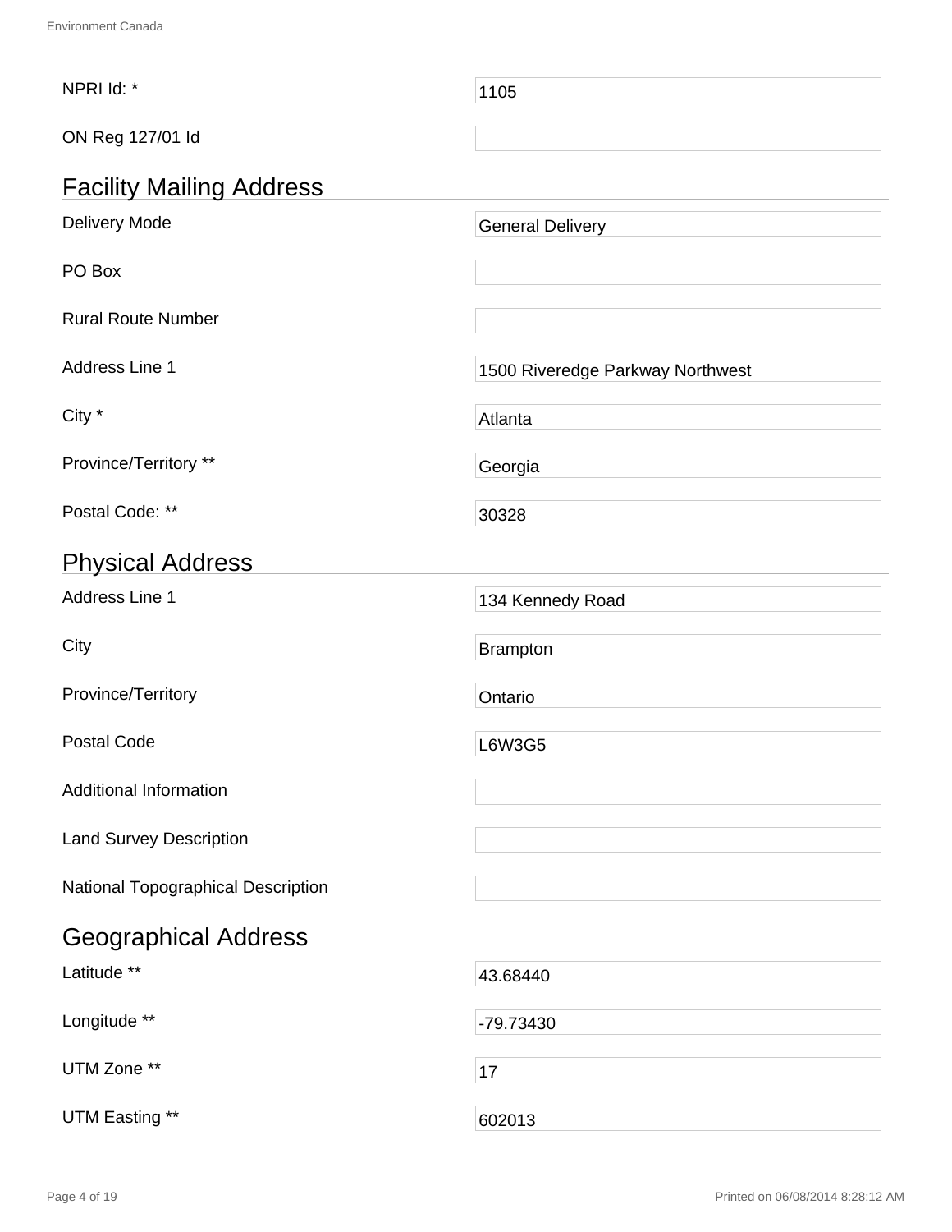| | |
|---|---|
| NPRI Id: * | 1105 |
| ON Reg 127/01 Id | |

## Facility Mailing Address

| | |
|---|---|
| Delivery Mode | General Delivery |
| PO Box | |
| Rural Route Number | |
| Address Line 1 | 1500 Riveredge Parkway Northwest |
| City * | Atlanta |
| Province/Territory ** | Georgia |
| Postal Code: ** | 30328 |

## Physical Address

| | |
|---|---|
| Address Line 1 | 134 Kennedy Road |
| City | Brampton |
| Province/Territory | Ontario |
| Postal Code | L6W3G5 |
| Additional Information | |
| Land Survey Description | |
| National Topographical Description | |

## Geographical Address

| | |
|---|---|
| Latitude ** | 43.68440 |
| Longitude ** | -79.73430 |
| UTM Zone ** | 17 |
| UTM Easting ** | 602013 |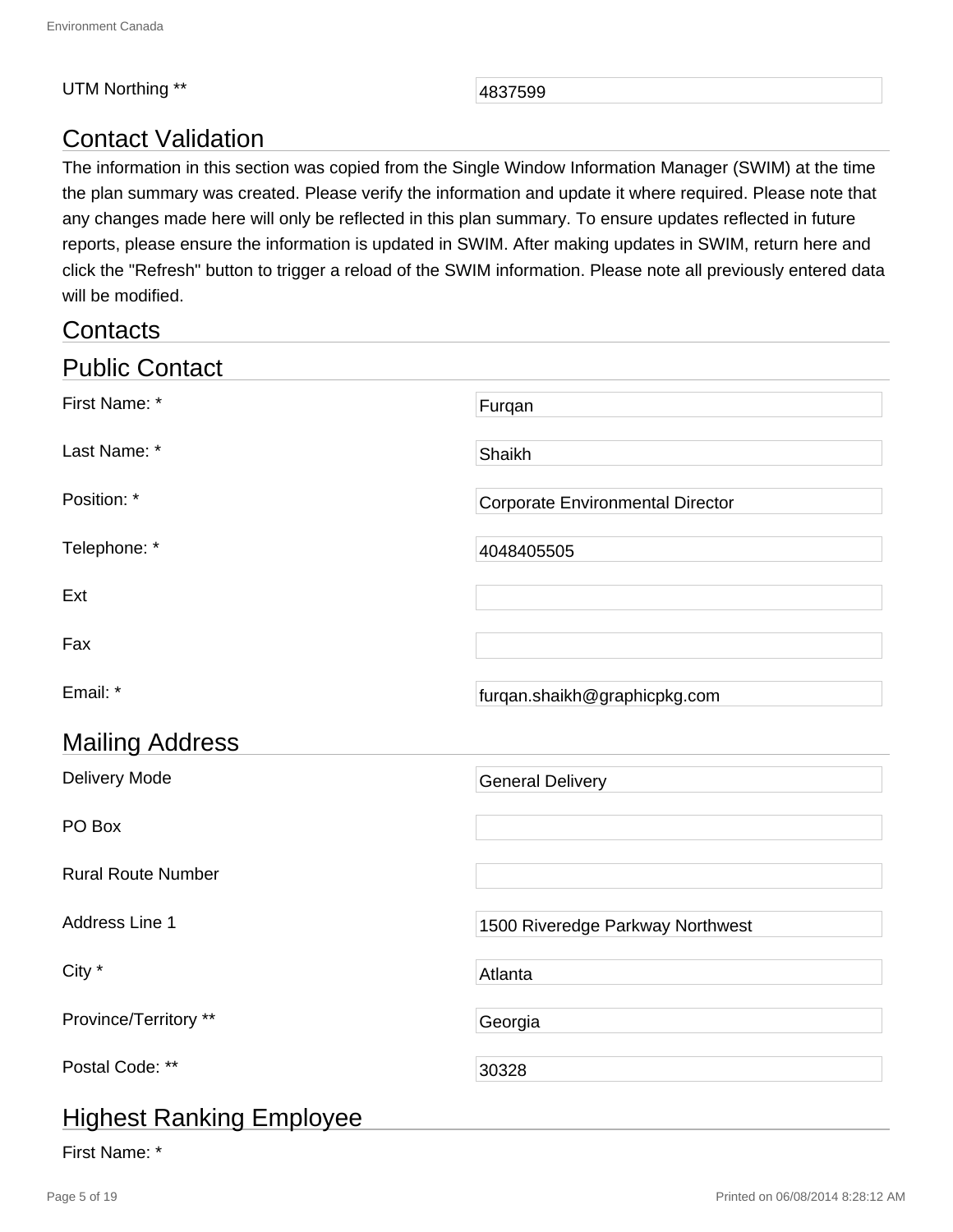| | |
|---|---|
| UTM Northing ** | 4837599 |

## Contact Validation

The information in this section was copied from the Single Window Information Manager (SWIM) at the time the plan summary was created. Please verify the information and update it where required. Please note that any changes made here will only be reflected in this plan summary. To ensure updates reflected in future reports, please ensure the information is updated in SWIM. After making updates in SWIM, return here and click the "Refresh" button to trigger a reload of the SWIM information. Please note all previously entered data will be modified.

## Contacts

## Public Contact

| | |
|---|---|
| First Name: * | Furqan |
| Last Name: * | Shaikh |
| Position: * | Corporate Environmental Director |
| Telephone: * | 4048405505 |
| Ext | |
| Fax | |
| Email: * | furqan.shaikh@graphicpkg.com |

## Mailing Address

| | |
|---|---|
| Delivery Mode | General Delivery |
| PO Box | |
| Rural Route Number | |
| Address Line 1 | 1500 Riveredge Parkway Northwest |
| City * | Atlanta |
| Province/Territory ** | Georgia |
| Postal Code: ** | 30328 |

## Highest Ranking Employee

First Name: *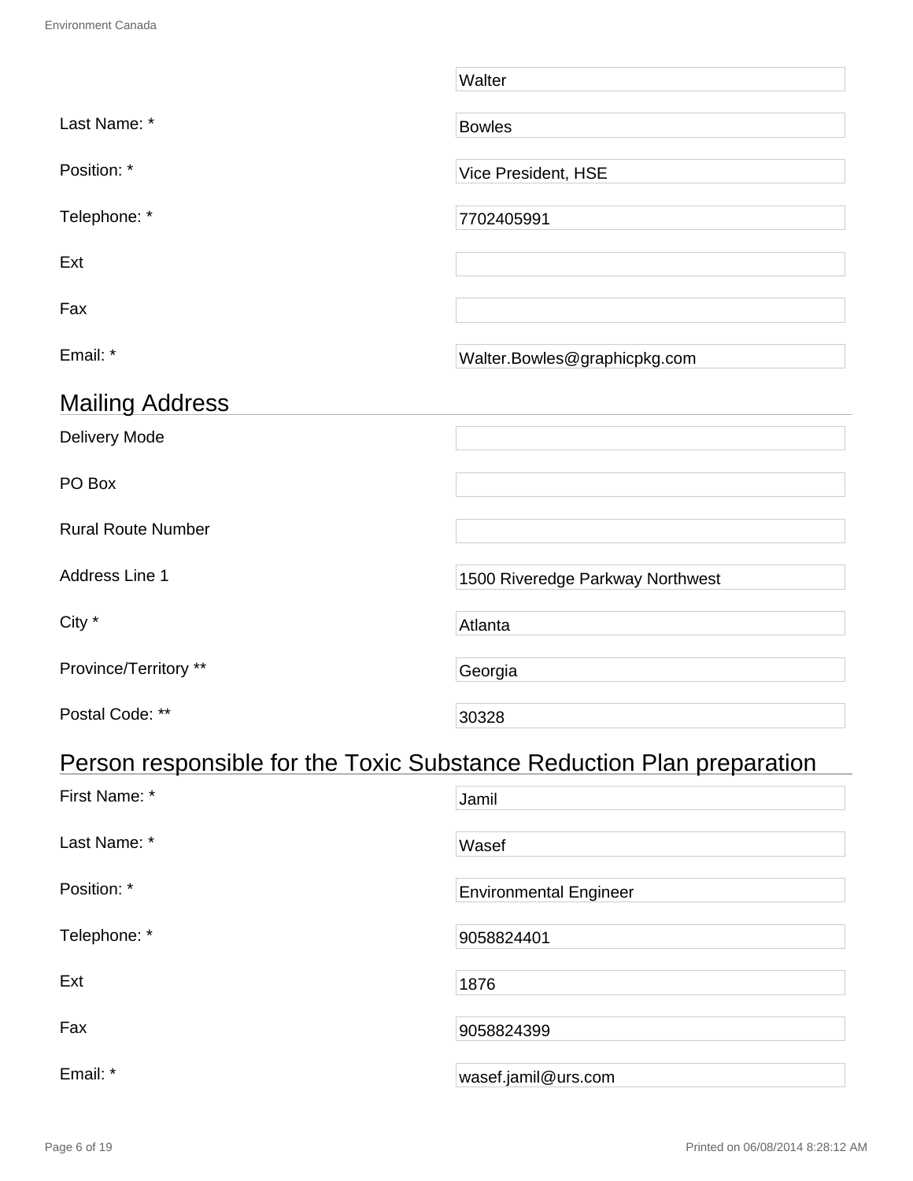| | |
|---|---|
| | Walter |
| Last Name: * | Bowles |
| Position: * | Vice President, HSE |
| Telephone: * | 7702405991 |
| Ext | |
| Fax | |
| Email: * | Walter.Bowles@graphicpkg.com |

## Mailing Address

| | |
|---|---|
| Delivery Mode | |
| PO Box | |
| Rural Route Number | |
| Address Line 1 | 1500 Riveredge Parkway Northwest |
| City * | Atlanta |
| Province/Territory ** | Georgia |
| Postal Code: ** | 30328 |

## Person responsible for the Toxic Substance Reduction Plan preparation

| | |
|---|---|
| First Name: * | Jamil |
| Last Name: * | Wasef |
| Position: * | Environmental Engineer |
| Telephone: * | 9058824401 |
| Ext | 1876 |
| Fax | 9058824399 |
| Email: * | wasef.jamil@urs.com |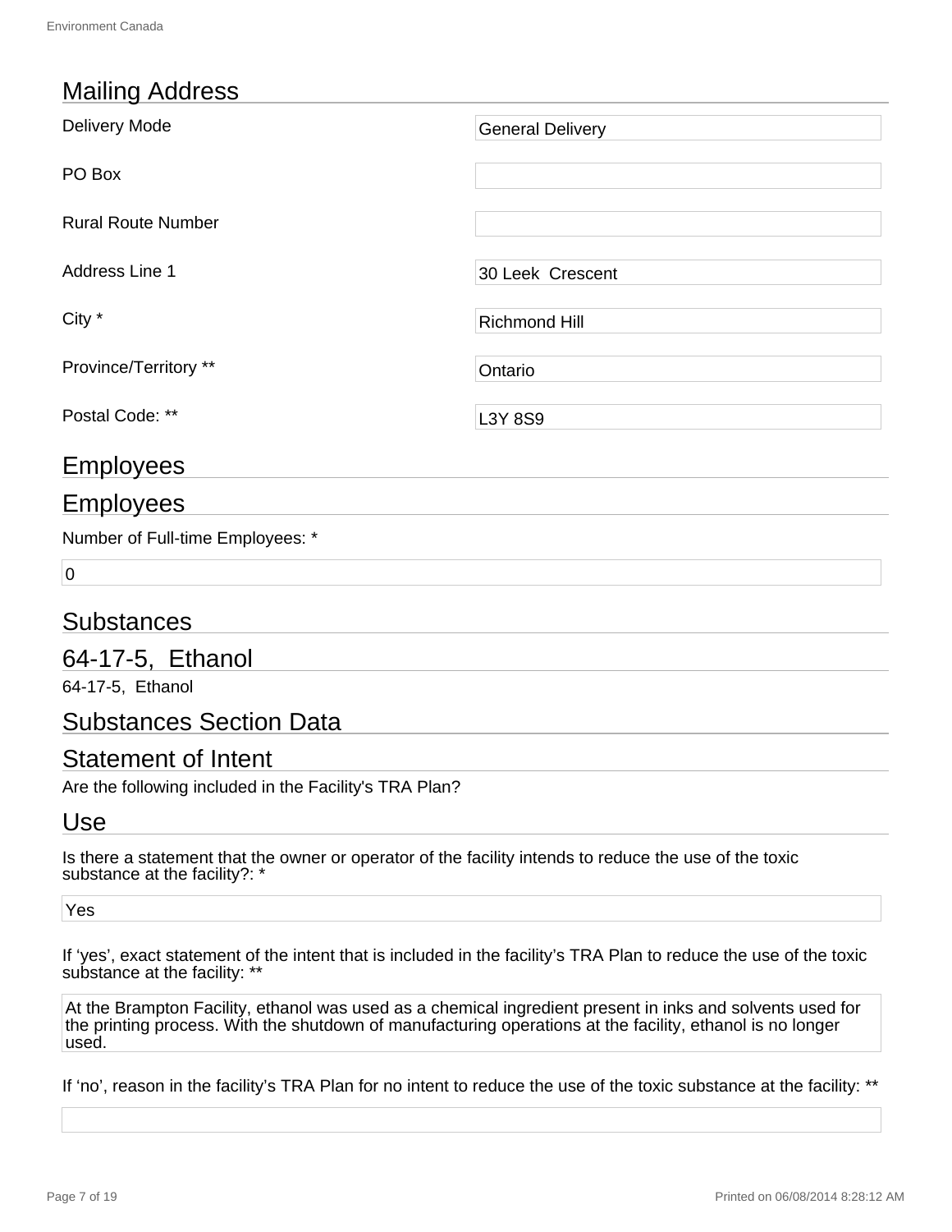## Mailing Address

| | |
|---|---|
| Delivery Mode | General Delivery |
| PO Box | |
| Rural Route Number | |
| Address Line 1 | 30 Leek  Crescent |
| City * | Richmond Hill |
| Province/Territory ** | Ontario |
| Postal Code: ** | L3Y 8S9 |

## Employees

## Employees

Number of Full-time Employees: *

0

## Substances

## 64-17-5,  Ethanol

64-17-5,  Ethanol

## Substances Section Data

## Statement of Intent

Are the following included in the Facility's TRA Plan?

## Use

Is there a statement that the owner or operator of the facility intends to reduce the use of the toxic substance at the facility?: *

Yes

If ‘yes’, exact statement of the intent that is included in the facility’s TRA Plan to reduce the use of the toxic substance at the facility: **

At the Brampton Facility, ethanol was used as a chemical ingredient present in inks and solvents used for the printing process. With the shutdown of manufacturing operations at the facility, ethanol is no longer used.

If ‘no’, reason in the facility’s TRA Plan for no intent to reduce the use of the toxic substance at the facility: **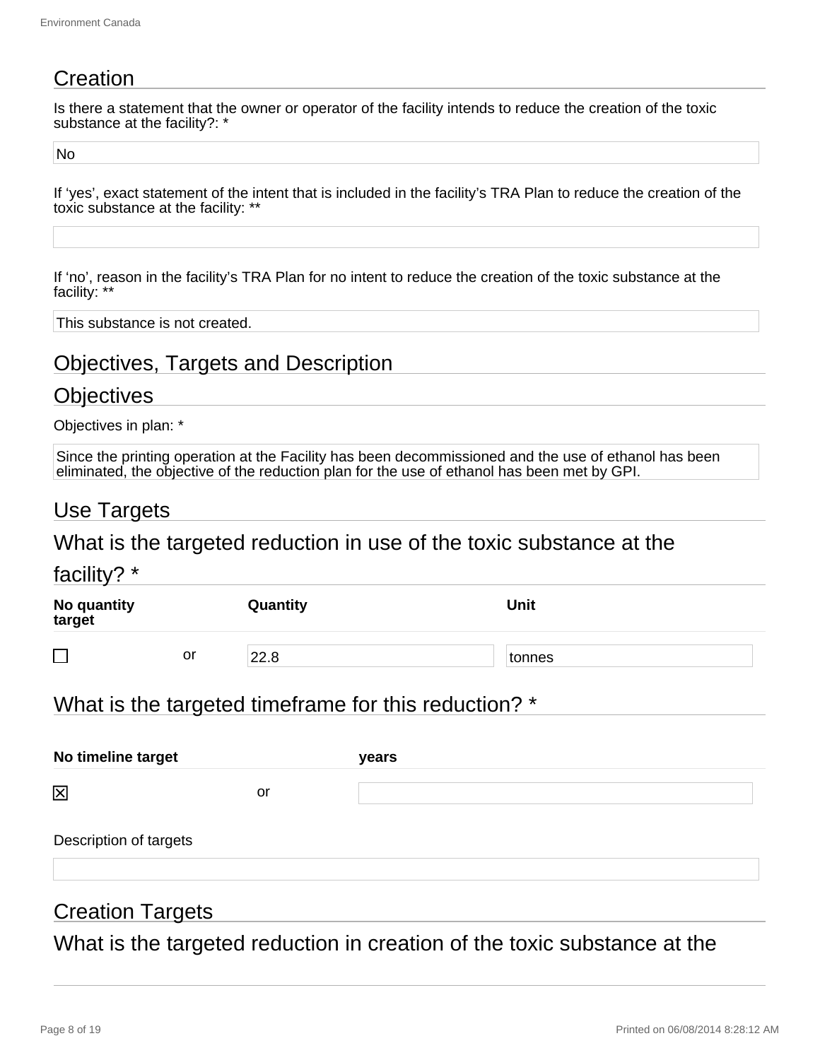## Creation

Is there a statement that the owner or operator of the facility intends to reduce the creation of the toxic substance at the facility?: *

No

If ‘yes’, exact statement of the intent that is included in the facility’s TRA Plan to reduce the creation of the toxic substance at the facility: **

If ‘no’, reason in the facility’s TRA Plan for no intent to reduce the creation of the toxic substance at the facility: **

This substance is not created.

## Objectives, Targets and Description

## Objectives

Objectives in plan: *

Since the printing operation at the Facility has been decommissioned and the use of ethanol has been eliminated, the objective of the reduction plan for the use of ethanol has been met by GPI.

## Use Targets

### What is the targeted reduction in use of the toxic substance at the facility? *

| No quantity target | | Quantity | Unit |
|---|---|---|---|
| ☐ | or | 22.8 | tonnes |

### What is the targeted timeframe for this reduction? *

| No timeline target | | years |
|---|---|---|
| ☒ | or | |

Description of targets

## Creation Targets

### What is the targeted reduction in creation of the toxic substance at the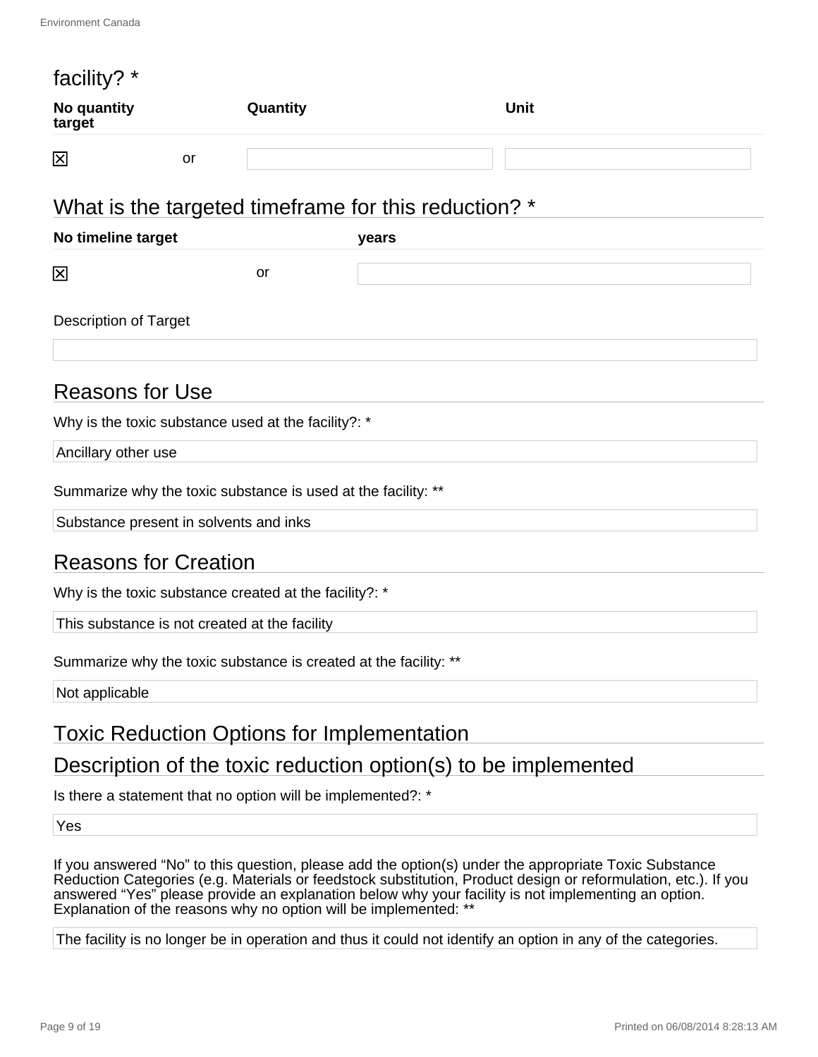facility? *

| No quantity target | | Quantity | Unit |
|---|---|---|---|
| ☒ | or | | |

## What is the targeted timeframe for this reduction? *

| No timeline target | | years |
|---|---|---|
| ☒ | or | |

Description of Target

## Reasons for Use

Why is the toxic substance used at the facility?: *

Ancillary other use

Summarize why the toxic substance is used at the facility: **

Substance present in solvents and inks

## Reasons for Creation

Why is the toxic substance created at the facility?: *

This substance is not created at the facility

Summarize why the toxic substance is created at the facility: **

Not applicable

## Toxic Reduction Options for Implementation

## Description of the toxic reduction option(s) to be implemented

Is there a statement that no option will be implemented?: *

Yes

If you answered "No" to this question, please add the option(s) under the appropriate Toxic Substance Reduction Categories (e.g. Materials or feedstock substitution, Product design or reformulation, etc.). If you answered "Yes" please provide an explanation below why your facility is not implementing an option. Explanation of the reasons why no option will be implemented: **

The facility is no longer be in operation and thus it could not identify an option in any of the categories.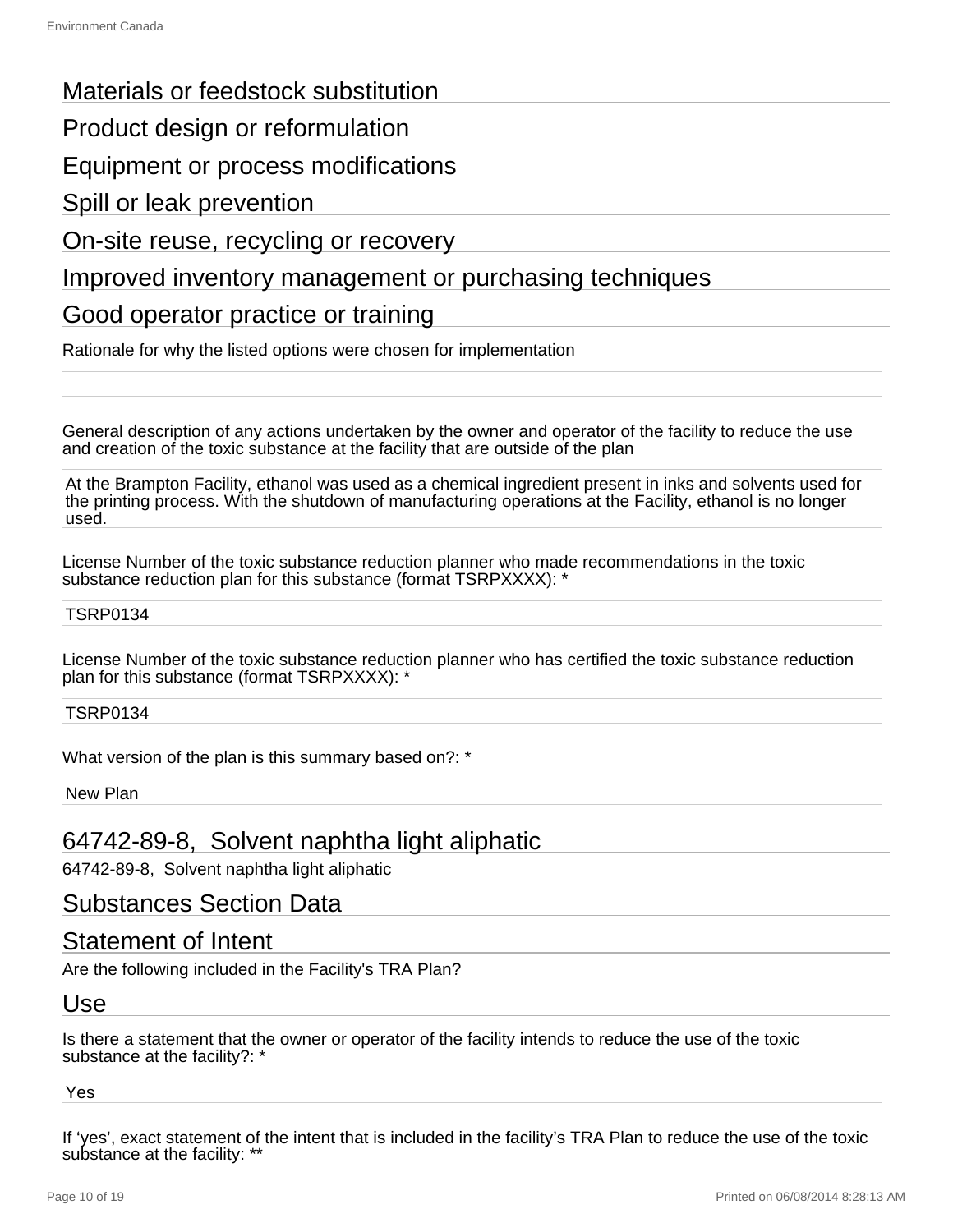## Materials or feedstock substitution

## Product design or reformulation

## Equipment or process modifications

## Spill or leak prevention

## On-site reuse, recycling or recovery

## Improved inventory management or purchasing techniques

## Good operator practice or training

Rationale for why the listed options were chosen for implementation

General description of any actions undertaken by the owner and operator of the facility to reduce the use and creation of the toxic substance at the facility that are outside of the plan

At the Brampton Facility, ethanol was used as a chemical ingredient present in inks and solvents used for the printing process. With the shutdown of manufacturing operations at the Facility, ethanol is no longer used.

License Number of the toxic substance reduction planner who made recommendations in the toxic substance reduction plan for this substance (format TSRPXXXX): *

TSRP0134

License Number of the toxic substance reduction planner who has certified the toxic substance reduction plan for this substance (format TSRPXXXX): *

TSRP0134

What version of the plan is this summary based on?: *

New Plan

## 64742-89-8, Solvent naphtha light aliphatic

64742-89-8, Solvent naphtha light aliphatic

## Substances Section Data

## Statement of Intent

Are the following included in the Facility's TRA Plan?

## Use

Is there a statement that the owner or operator of the facility intends to reduce the use of the toxic substance at the facility?: *

Yes

If ‘yes’, exact statement of the intent that is included in the facility’s TRA Plan to reduce the use of the toxic substance at the facility: **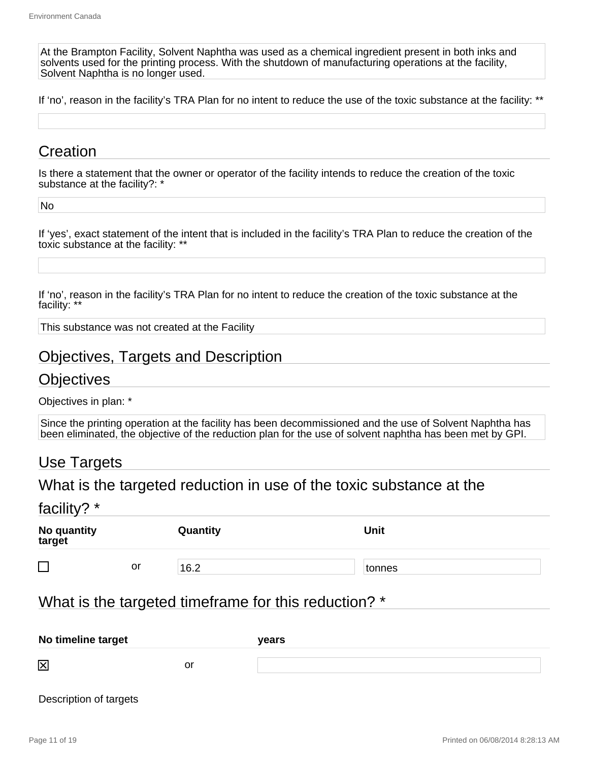At the Brampton Facility, Solvent Naphtha was used as a chemical ingredient present in both inks and solvents used for the printing process. With the shutdown of manufacturing operations at the facility, Solvent Naphtha is no longer used.

If ‘no’, reason in the facility’s TRA Plan for no intent to reduce the use of the toxic substance at the facility: **

## Creation

Is there a statement that the owner or operator of the facility intends to reduce the creation of the toxic substance at the facility?: *

No

If ‘yes’, exact statement of the intent that is included in the facility’s TRA Plan to reduce the creation of the toxic substance at the facility: **

If ‘no’, reason in the facility’s TRA Plan for no intent to reduce the creation of the toxic substance at the facility: **

This substance was not created at the Facility

## Objectives, Targets and Description

## Objectives

Objectives in plan: *

Since the printing operation at the facility has been decommissioned and the use of Solvent Naphtha has been eliminated, the objective of the reduction plan for the use of solvent naphtha has been met by GPI.

## Use Targets

## What is the targeted reduction in use of the toxic substance at the facility? *

| No quantity target | | Quantity | Unit |
|---|---|---|---|
| ☐ | or | 16.2 | tonnes |

## What is the targeted timeframe for this reduction? *

| No timeline target | | years |
|---|---|---|
| ☒ | or | |

Description of targets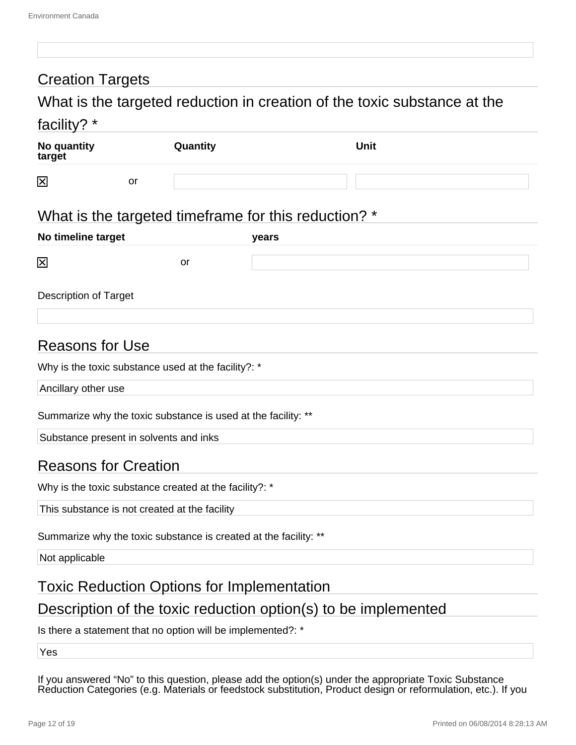## Creation Targets

### What is the targeted reduction in creation of the toxic substance at the facility? *

| No quantity target | | Quantity | Unit |
|---|---|---|---|
| ☒ | or | | |

### What is the targeted timeframe for this reduction? *

| No timeline target | | years |
|---|---|---|
| ☒ | or | |

Description of Target

## Reasons for Use

Why is the toxic substance used at the facility?: *

Ancillary other use

Summarize why the toxic substance is used at the facility: **

Substance present in solvents and inks

## Reasons for Creation

Why is the toxic substance created at the facility?: *

This substance is not created at the facility

Summarize why the toxic substance is created at the facility: **

Not applicable

## Toxic Reduction Options for Implementation

### Description of the toxic reduction option(s) to be implemented

Is there a statement that no option will be implemented?: *

Yes

If you answered “No” to this question, please add the option(s) under the appropriate Toxic Substance Reduction Categories (e.g. Materials or feedstock substitution, Product design or reformulation, etc.). If you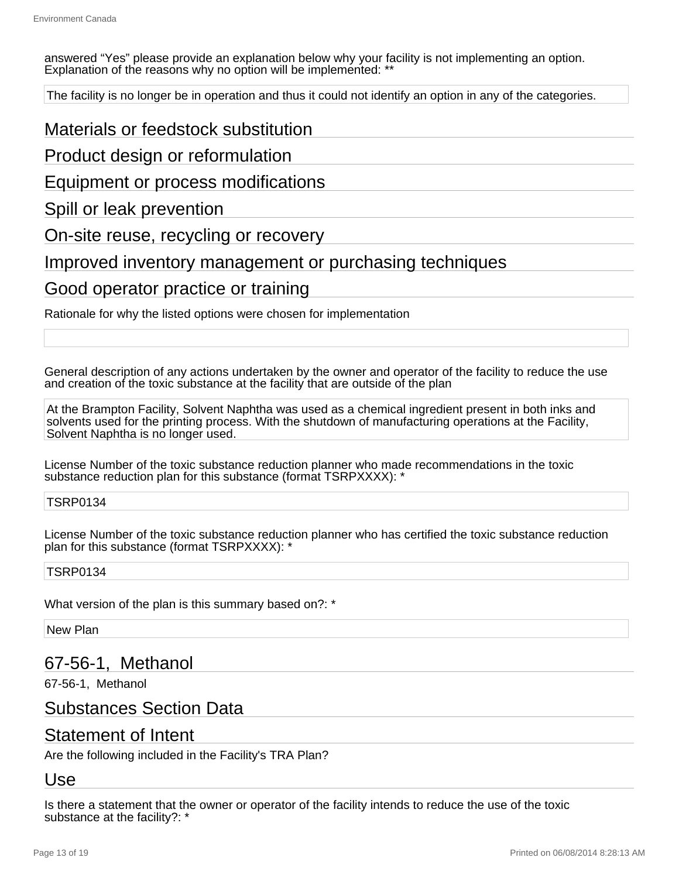answered “Yes” please provide an explanation below why your facility is not implementing an option.
Explanation of the reasons why no option will be implemented: **

The facility is no longer be in operation and thus it could not identify an option in any of the categories.

## Materials or feedstock substitution

## Product design or reformulation

## Equipment or process modifications

## Spill or leak prevention

## On-site reuse, recycling or recovery

## Improved inventory management or purchasing techniques

## Good operator practice or training

Rationale for why the listed options were chosen for implementation

General description of any actions undertaken by the owner and operator of the facility to reduce the use and creation of the toxic substance at the facility that are outside of the plan

At the Brampton Facility, Solvent Naphtha was used as a chemical ingredient present in both inks and solvents used for the printing process. With the shutdown of manufacturing operations at the Facility, Solvent Naphtha is no longer used.

License Number of the toxic substance reduction planner who made recommendations in the toxic substance reduction plan for this substance (format TSRPXXXX): *

TSRP0134

License Number of the toxic substance reduction planner who has certified the toxic substance reduction plan for this substance (format TSRPXXXX): *

TSRP0134

What version of the plan is this summary based on?: *

New Plan

## 67-56-1, Methanol

67-56-1, Methanol

## Substances Section Data

## Statement of Intent

Are the following included in the Facility's TRA Plan?

## Use

Is there a statement that the owner or operator of the facility intends to reduce the use of the toxic substance at the facility?: *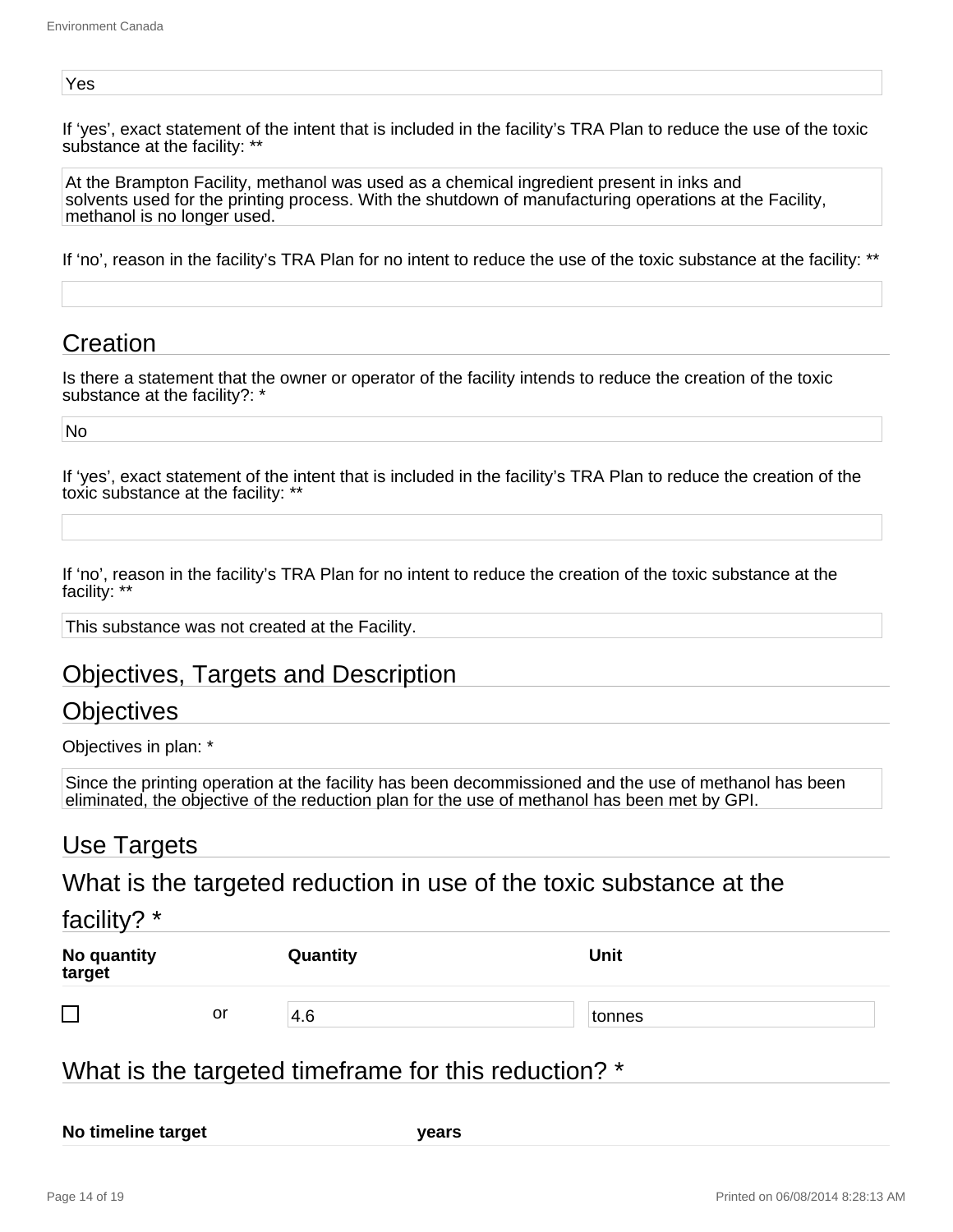Yes

If ‘yes’, exact statement of the intent that is included in the facility’s TRA Plan to reduce the use of the toxic substance at the facility: **

At the Brampton Facility, methanol was used as a chemical ingredient present in inks and solvents used for the printing process. With the shutdown of manufacturing operations at the Facility, methanol is no longer used.

If ‘no’, reason in the facility’s TRA Plan for no intent to reduce the use of the toxic substance at the facility: **

## Creation

Is there a statement that the owner or operator of the facility intends to reduce the creation of the toxic substance at the facility?: *

No

If ‘yes’, exact statement of the intent that is included in the facility’s TRA Plan to reduce the creation of the toxic substance at the facility: **

If ‘no’, reason in the facility’s TRA Plan for no intent to reduce the creation of the toxic substance at the facility: **

This substance was not created at the Facility.

## Objectives, Targets and Description

## Objectives

Objectives in plan: *

Since the printing operation at the facility has been decommissioned and the use of methanol has been eliminated, the objective of the reduction plan for the use of methanol has been met by GPI.

## Use Targets

## What is the targeted reduction in use of the toxic substance at the facility? *

| No quantity target | | Quantity | Unit |
|---|---|---|---|
| ☐ | or | 4.6 | tonnes |

## What is the targeted timeframe for this reduction? *

| No timeline target | years |
|---|---|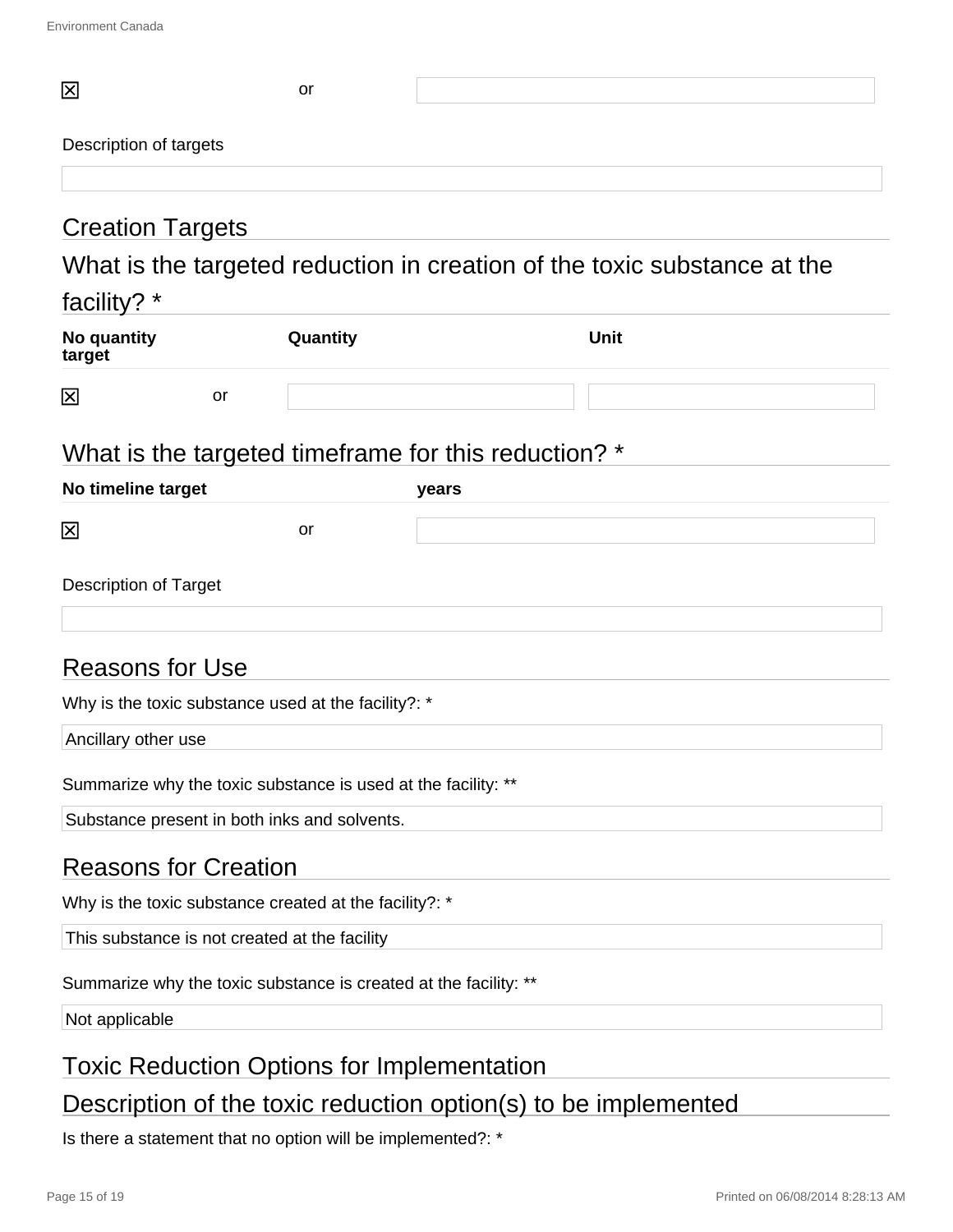| | | |
|---|---|---|
| ☒ | or | |

Description of targets

| |
|---|
| |

## Creation Targets

## What is the targeted reduction in creation of the toxic substance at the facility? *

| No quantity target | | Quantity | Unit |
|---|---|---|---|
| ☒ | or | | |

## What is the targeted timeframe for this reduction? *

| No timeline target | | years |
|---|---|---|
| ☒ | or | |

Description of Target

| |
|---|
| |

## Reasons for Use

Why is the toxic substance used at the facility?: *

Ancillary other use

Summarize why the toxic substance is used at the facility: **

Substance present in both inks and solvents.

## Reasons for Creation

Why is the toxic substance created at the facility?: *

This substance is not created at the facility

Summarize why the toxic substance is created at the facility: **

Not applicable

## Toxic Reduction Options for Implementation

## Description of the toxic reduction option(s) to be implemented

Is there a statement that no option will be implemented?: *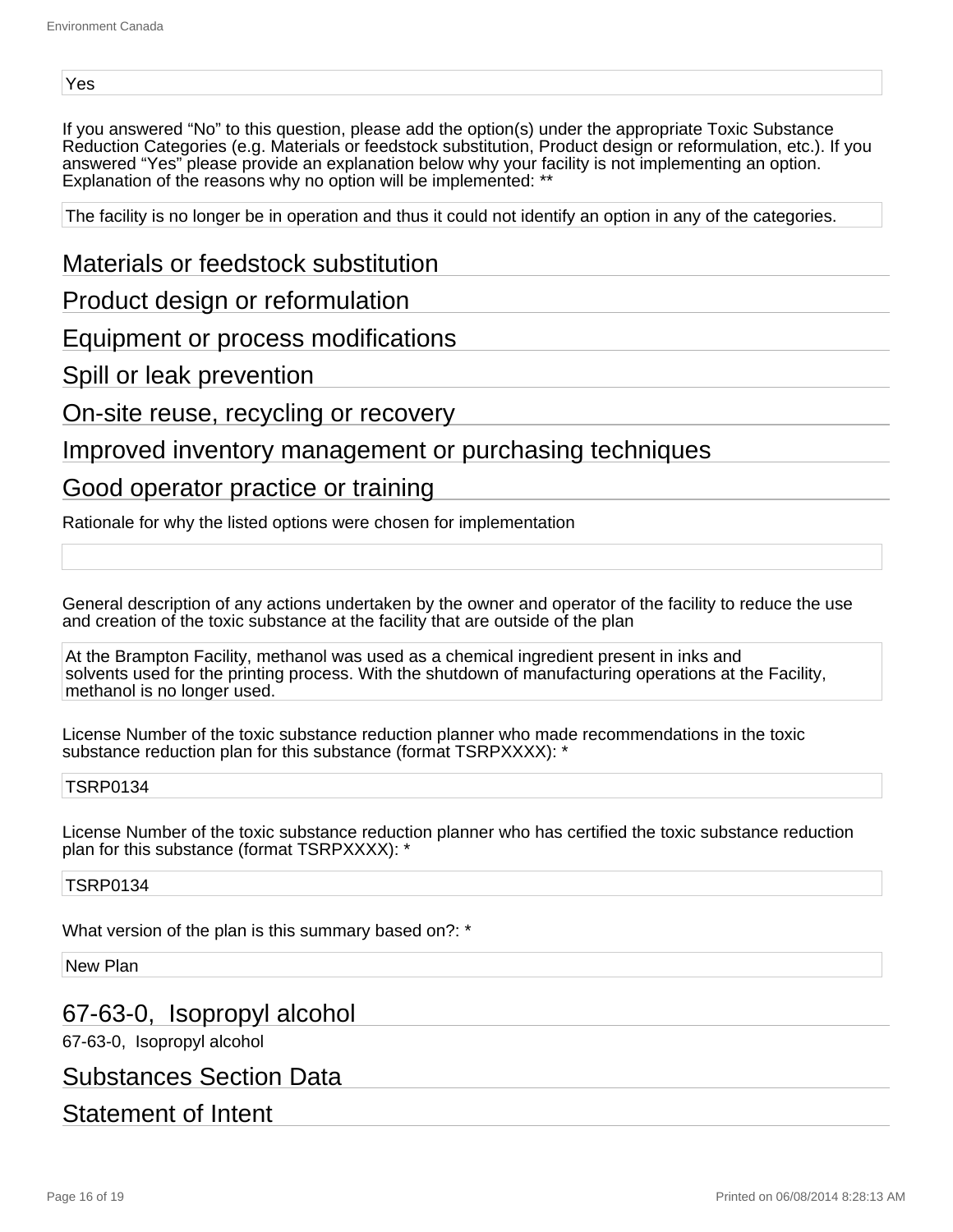Yes

If you answered “No” to this question, please add the option(s) under the appropriate Toxic Substance Reduction Categories (e.g. Materials or feedstock substitution, Product design or reformulation, etc.). If you answered “Yes” please provide an explanation below why your facility is not implementing an option. Explanation of the reasons why no option will be implemented: **

The facility is no longer be in operation and thus it could not identify an option in any of the categories.

## Materials or feedstock substitution

## Product design or reformulation

## Equipment or process modifications

## Spill or leak prevention

## On-site reuse, recycling or recovery

## Improved inventory management or purchasing techniques

## Good operator practice or training

Rationale for why the listed options were chosen for implementation

General description of any actions undertaken by the owner and operator of the facility to reduce the use and creation of the toxic substance at the facility that are outside of the plan

At the Brampton Facility, methanol was used as a chemical ingredient present in inks and solvents used for the printing process. With the shutdown of manufacturing operations at the Facility, methanol is no longer used.

License Number of the toxic substance reduction planner who made recommendations in the toxic substance reduction plan for this substance (format TSRPXXXX): *

TSRP0134

License Number of the toxic substance reduction planner who has certified the toxic substance reduction plan for this substance (format TSRPXXXX): *

TSRP0134

What version of the plan is this summary based on?: *

New Plan

## 67-63-0, Isopropyl alcohol

67-63-0, Isopropyl alcohol

## Substances Section Data

## Statement of Intent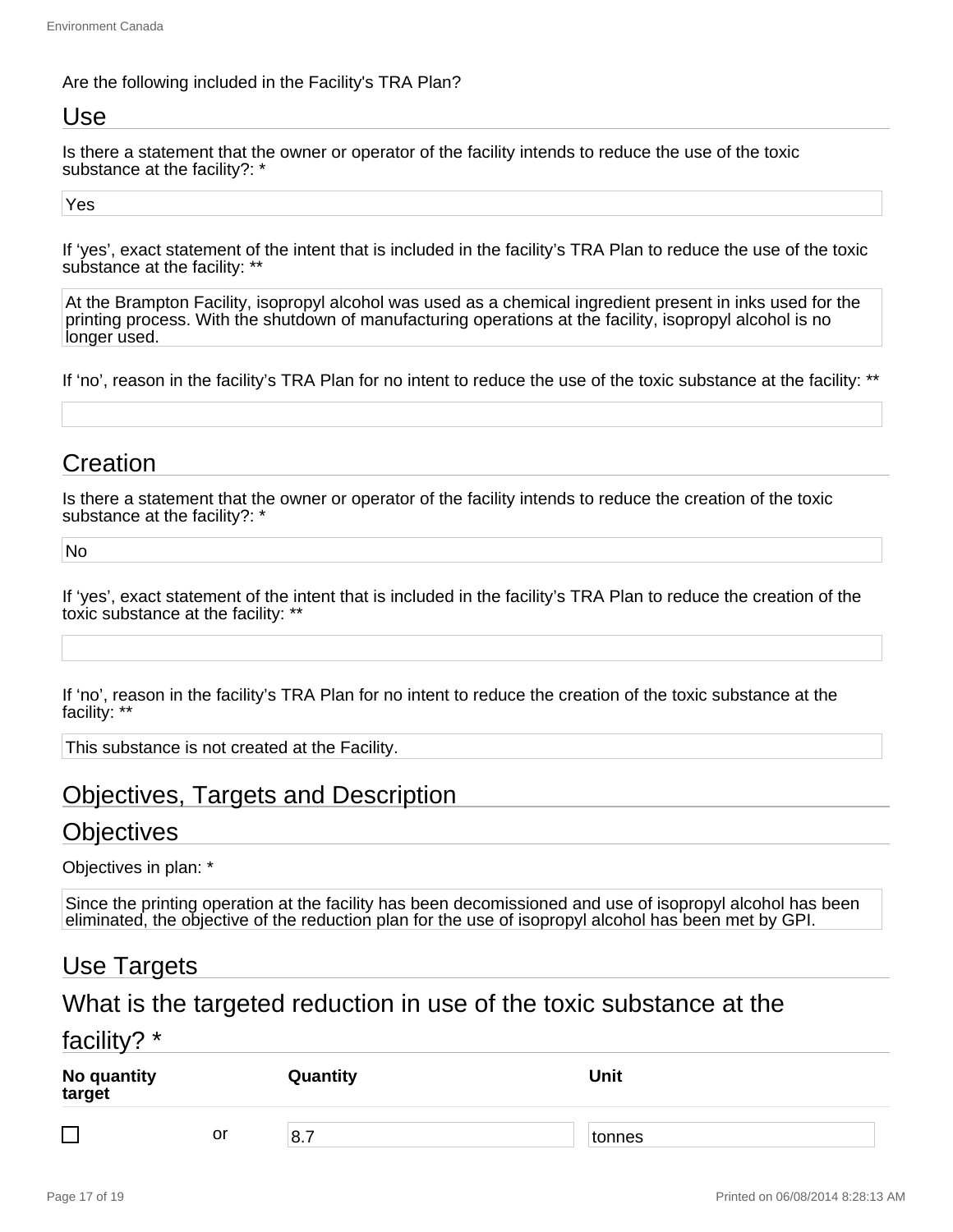Are the following included in the Facility's TRA Plan?

## Use

Is there a statement that the owner or operator of the facility intends to reduce the use of the toxic substance at the facility?: *

Yes

If ‘yes’, exact statement of the intent that is included in the facility’s TRA Plan to reduce the use of the toxic substance at the facility: **

At the Brampton Facility, isopropyl alcohol was used as a chemical ingredient present in inks used for the printing process. With the shutdown of manufacturing operations at the facility, isopropyl alcohol is no longer used.

If ‘no’, reason in the facility’s TRA Plan for no intent to reduce the use of the toxic substance at the facility: **

## Creation

Is there a statement that the owner or operator of the facility intends to reduce the creation of the toxic substance at the facility?: *

No

If ‘yes’, exact statement of the intent that is included in the facility’s TRA Plan to reduce the creation of the toxic substance at the facility: **

If ‘no’, reason in the facility’s TRA Plan for no intent to reduce the creation of the toxic substance at the facility: **

This substance is not created at the Facility.

## Objectives, Targets and Description

## Objectives

Objectives in plan: *

Since the printing operation at the facility has been decomissioned and use of isopropyl alcohol has been eliminated, the objective of the reduction plan for the use of isopropyl alcohol has been met by GPI.

## Use Targets

## What is the targeted reduction in use of the toxic substance at the facility? *

| No quantity target | | Quantity | Unit |
|---|---|---|---|
| ☐ | or | 8.7 | tonnes |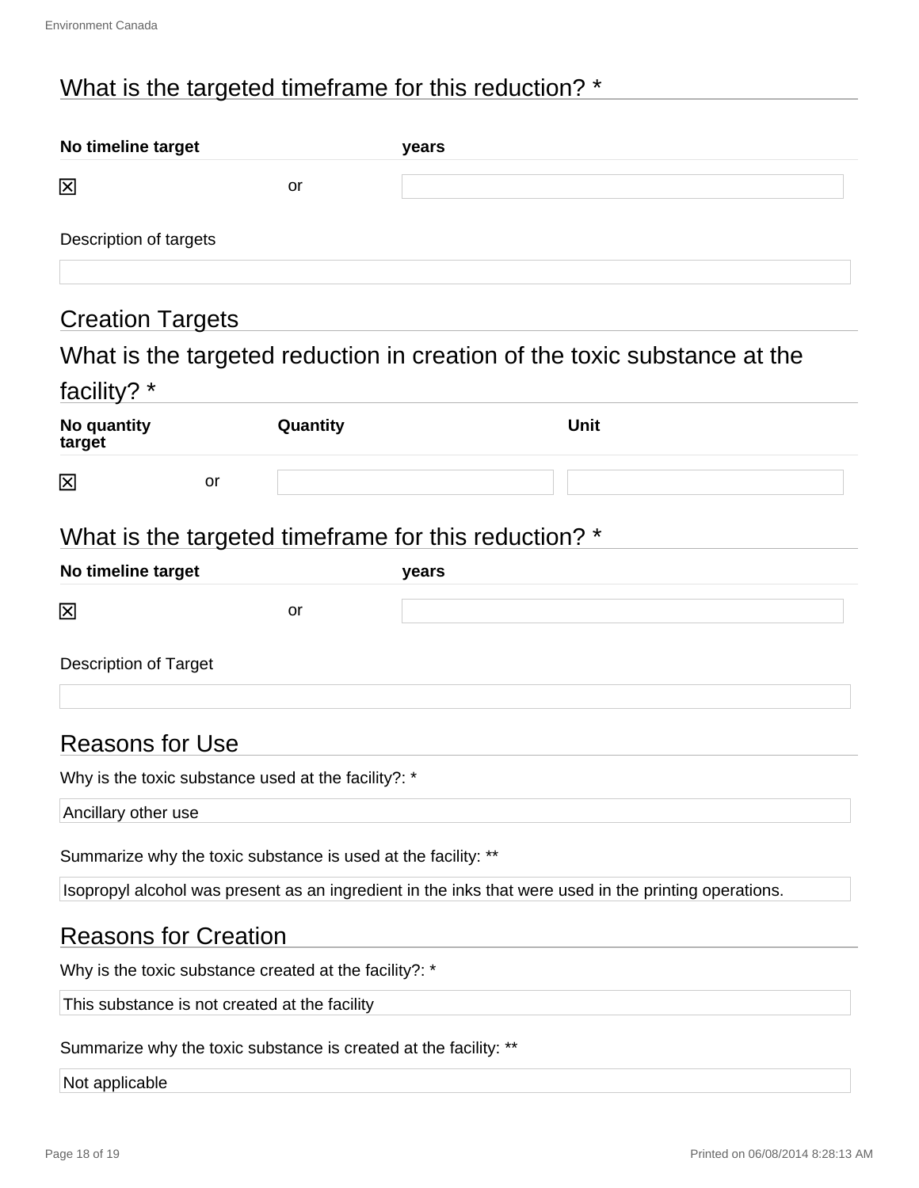## What is the targeted timeframe for this reduction? *

| No timeline target | | years |
|---|---|---|
| ☒ | or | |

Description of targets

## Creation Targets

## What is the targeted reduction in creation of the toxic substance at the facility? *

| No quantity target | | Quantity | Unit |
|---|---|---|---|
| ☒ | or | | |

## What is the targeted timeframe for this reduction? *

| No timeline target | | years |
|---|---|---|
| ☒ | or | |

Description of Target

## Reasons for Use

Why is the toxic substance used at the facility?: *

Ancillary other use

Summarize why the toxic substance is used at the facility: **

Isopropyl alcohol was present as an ingredient in the inks that were used in the printing operations.

## Reasons for Creation

Why is the toxic substance created at the facility?: *

This substance is not created at the facility

Summarize why the toxic substance is created at the facility: **

Not applicable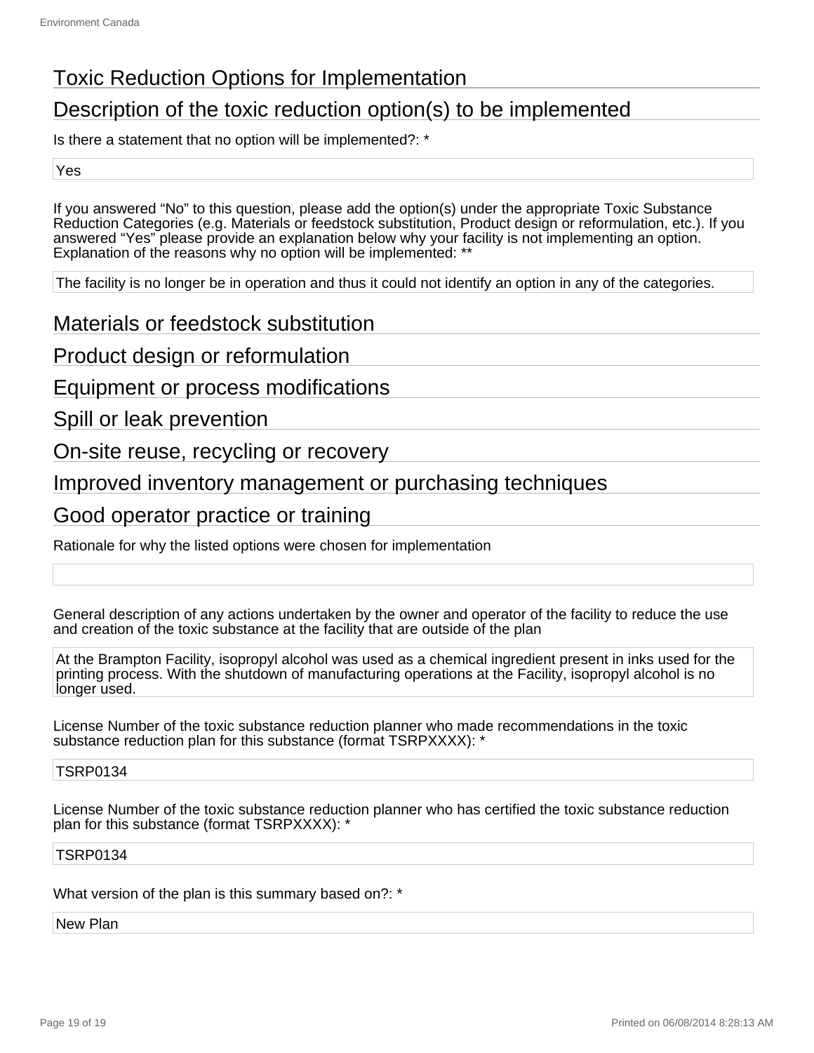# Toxic Reduction Options for Implementation

## Description of the toxic reduction option(s) to be implemented

Is there a statement that no option will be implemented?: *

Yes

If you answered "No" to this question, please add the option(s) under the appropriate Toxic Substance Reduction Categories (e.g. Materials or feedstock substitution, Product design or reformulation, etc.). If you answered "Yes" please provide an explanation below why your facility is not implementing an option. Explanation of the reasons why no option will be implemented: **

The facility is no longer be in operation and thus it could not identify an option in any of the categories.

## Materials or feedstock substitution

## Product design or reformulation

## Equipment or process modifications

## Spill or leak prevention

## On-site reuse, recycling or recovery

## Improved inventory management or purchasing techniques

## Good operator practice or training

Rationale for why the listed options were chosen for implementation

General description of any actions undertaken by the owner and operator of the facility to reduce the use and creation of the toxic substance at the facility that are outside of the plan

At the Brampton Facility, isopropyl alcohol was used as a chemical ingredient present in inks used for the printing process. With the shutdown of manufacturing operations at the Facility, isopropyl alcohol is no longer used.

License Number of the toxic substance reduction planner who made recommendations in the toxic substance reduction plan for this substance (format TSRPXXXX): *

TSRP0134

License Number of the toxic substance reduction planner who has certified the toxic substance reduction plan for this substance (format TSRPXXXX): *

TSRP0134

What version of the plan is this summary based on?: *

New Plan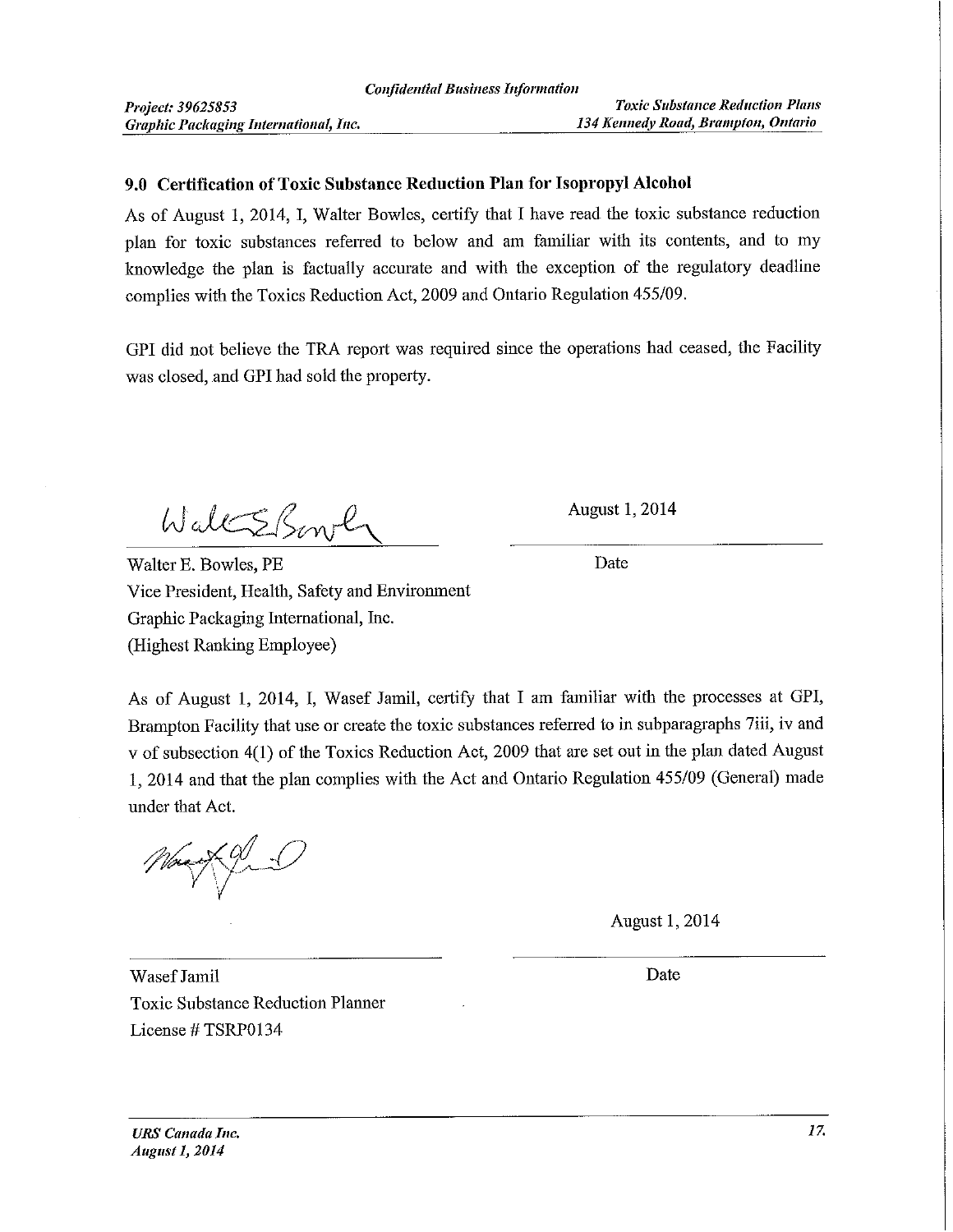## 9.0 Certification of Toxic Substance Reduction Plan for Isopropyl Alcohol

As of August 1, 2014, I, Walter Bowles, certify that I have read the toxic substance reduction plan for toxic substances referred to below and am familiar with its contents, and to my knowledge the plan is factually accurate and with the exception of the regulatory deadline complies with the Toxics Reduction Act, 2009 and Ontario Regulation 455/09.

GPI did not believe the TRA report was required since the operations had ceased, the Facility was closed, and GPI had sold the property.

| | |
|---|---|
| Walter E. Bowles, PE<br>Vice President, Health, Safety and Environment<br>Graphic Packaging International, Inc.<br>(Highest Ranking Employee) | August 1, 2014<br>Date |

As of August 1, 2014, I, Wasef Jamil, certify that I am familiar with the processes at GPI, Brampton Facility that use or create the toxic substances referred to in subparagraphs 7iii, iv and v of subsection 4(1) of the Toxics Reduction Act, 2009 that are set out in the plan dated August 1, 2014 and that the plan complies with the Act and Ontario Regulation 455/09 (General) made under that Act.

| | |
|---|---|
| Wasef Jamil<br>Toxic Substance Reduction Planner<br>License # TSRP0134 | August 1, 2014<br>Date |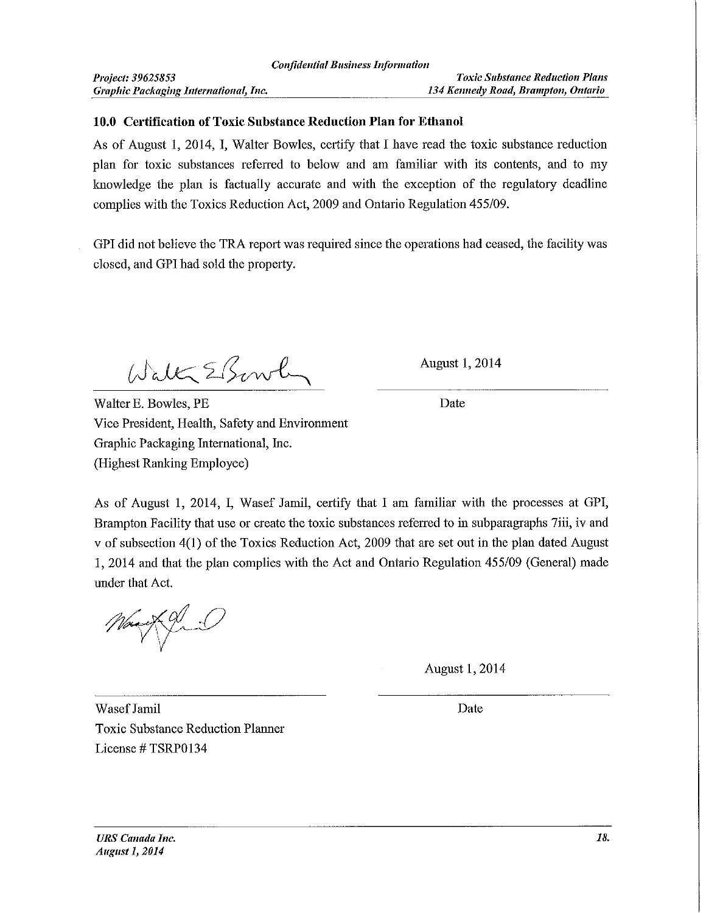## 10.0 Certification of Toxic Substance Reduction Plan for Ethanol

As of August 1, 2014, I, Walter Bowles, certify that I have read the toxic substance reduction plan for toxic substances referred to below and am familiar with its contents, and to my knowledge the plan is factually accurate and with the exception of the regulatory deadline complies with the Toxics Reduction Act, 2009 and Ontario Regulation 455/09.

GPI did not believe the TRA report was required since the operations had ceased, the facility was closed, and GPI had sold the property.

August 1, 2014

Walter E. Bowles, PE
Vice President, Health, Safety and Environment
Graphic Packaging International, Inc.
(Highest Ranking Employee)

Date

As of August 1, 2014, I, Wasef Jamil, certify that I am familiar with the processes at GPI, Brampton Facility that use or create the toxic substances referred to in subparagraphs 7iii, iv and v of subsection 4(1) of the Toxics Reduction Act, 2009 that are set out in the plan dated August 1, 2014 and that the plan complies with the Act and Ontario Regulation 455/09 (General) made under that Act.

August 1, 2014

Wasef Jamil
Toxic Substance Reduction Planner
License # TSRP0134

Date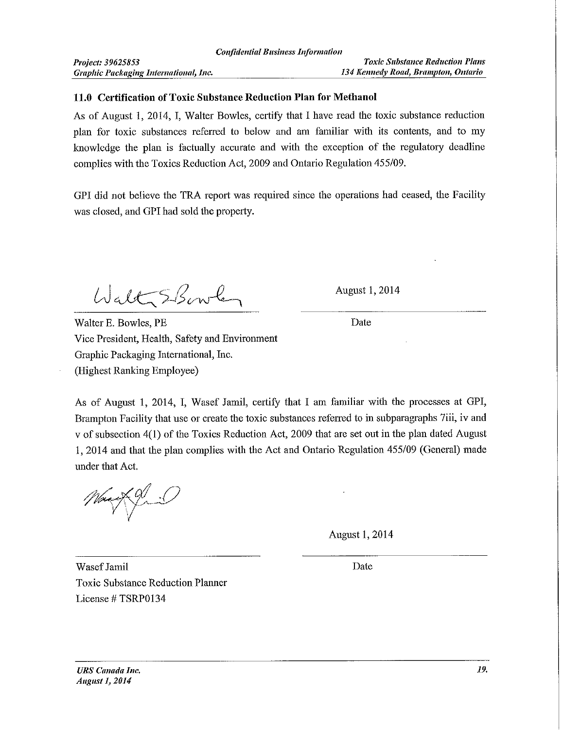## 11.0 Certification of Toxic Substance Reduction Plan for Methanol

As of August 1, 2014, I, Walter Bowles, certify that I have read the toxic substance reduction plan for toxic substances referred to below and am familiar with its contents, and to my knowledge the plan is factually accurate and with the exception of the regulatory deadline complies with the Toxics Reduction Act, 2009 and Ontario Regulation 455/09.

GPI did not believe the TRA report was required since the operations had ceased, the Facility was closed, and GPI had sold the property.

August 1, 2014

Walter E. Bowles, PE
Vice President, Health, Safety and Environment
Graphic Packaging International, Inc.
(Highest Ranking Employee)

Date

As of August 1, 2014, I, Wasef Jamil, certify that I am familiar with the processes at GPI, Brampton Facility that use or create the toxic substances referred to in subparagraphs 7iii, iv and v of subsection 4(1) of the Toxics Reduction Act, 2009 that are set out in the plan dated August 1, 2014 and that the plan complies with the Act and Ontario Regulation 455/09 (General) made under that Act.

August 1, 2014

Wasef Jamil
Toxic Substance Reduction Planner
License # TSRP0134

Date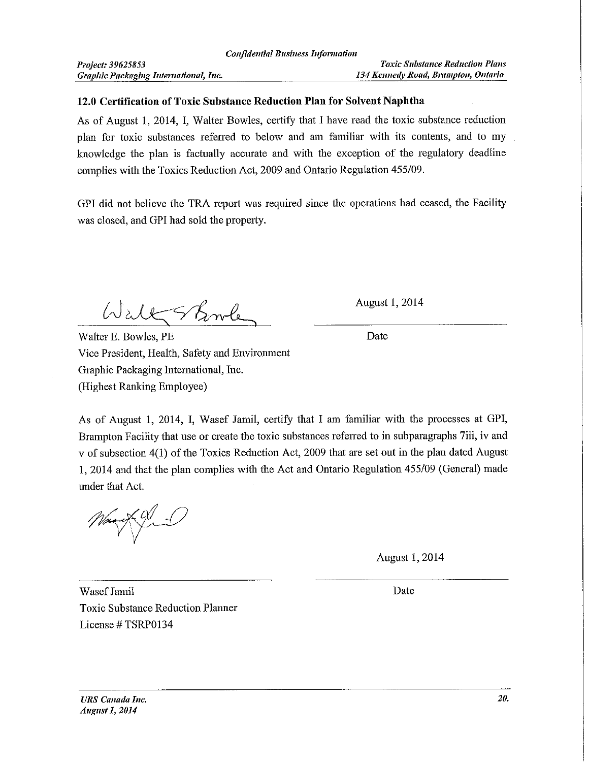## 12.0 Certification of Toxic Substance Reduction Plan for Solvent Naphtha

As of August 1, 2014, I, Walter Bowles, certify that I have read the toxic substance reduction plan for toxic substances referred to below and am familiar with its contents, and to my knowledge the plan is factually accurate and with the exception of the regulatory deadline complies with the Toxics Reduction Act, 2009 and Ontario Regulation 455/09.

GPI did not believe the TRA report was required since the operations had ceased, the Facility was closed, and GPI had sold the property.

August 1, 2014

Walter E. Bowles, PE
Vice President, Health, Safety and Environment
Graphic Packaging International, Inc.
(Highest Ranking Employee)

Date

As of August 1, 2014, I, Wasef Jamil, certify that I am familiar with the processes at GPI, Brampton Facility that use or create the toxic substances referred to in subparagraphs 7iii, iv and v of subsection 4(1) of the Toxics Reduction Act, 2009 that are set out in the plan dated August 1, 2014 and that the plan complies with the Act and Ontario Regulation 455/09 (General) made under that Act.

August 1, 2014

Wasef Jamil
Toxic Substance Reduction Planner
License # TSRP0134

Date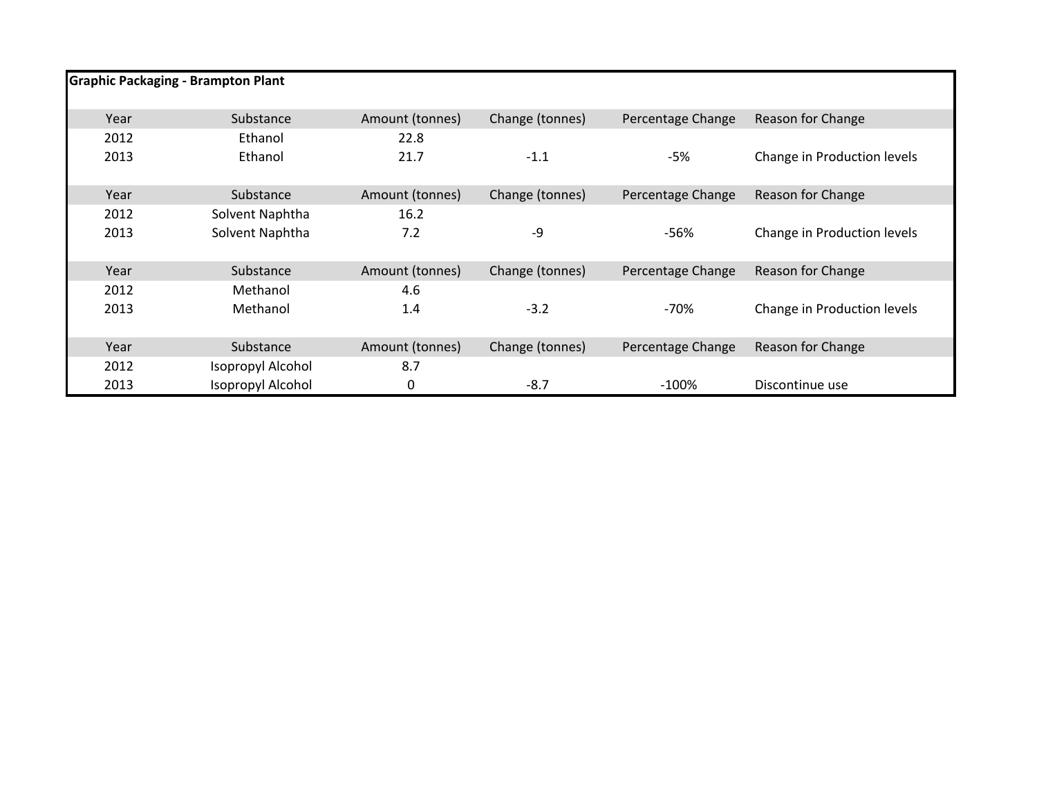**Graphic Packaging - Brampton Plant**

| Year | Substance | Amount (tonnes) | Change (tonnes) | Percentage Change | Reason for Change |
|---|---|---|---|---|---|
| 2012 | Ethanol | 22.8 | | | |
| 2013 | Ethanol | 21.7 | -1.1 | -5% | Change in Production levels |

| Year | Substance | Amount (tonnes) | Change (tonnes) | Percentage Change | Reason for Change |
|---|---|---|---|---|---|
| 2012 | Solvent Naphtha | 16.2 | | | |
| 2013 | Solvent Naphtha | 7.2 | -9 | -56% | Change in Production levels |

| Year | Substance | Amount (tonnes) | Change (tonnes) | Percentage Change | Reason for Change |
|---|---|---|---|---|---|
| 2012 | Methanol | 4.6 | | | |
| 2013 | Methanol | 1.4 | -3.2 | -70% | Change in Production levels |

| Year | Substance | Amount (tonnes) | Change (tonnes) | Percentage Change | Reason for Change |
|---|---|---|---|---|---|
| 2012 | Isopropyl Alcohol | 8.7 | | | |
| 2013 | Isopropyl Alcohol | 0 | -8.7 | -100% | Discontinue use |